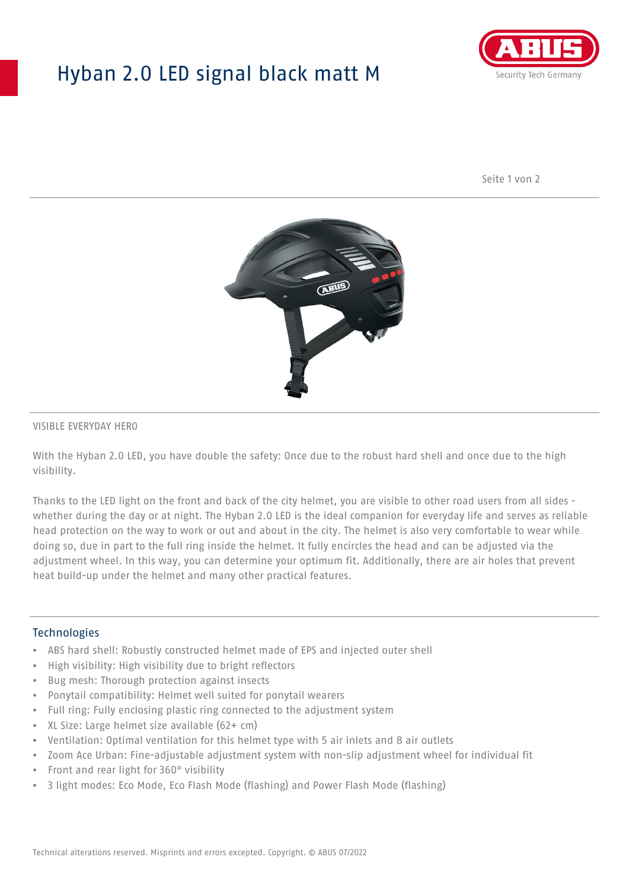# Hyban 2.0 LED signal black matt M

VISIBLE EVERYDAY HERO

With the Hyban 2.0 LED, you have double the safety: Once due to the robust hard shell and once due to the high visibility.

Thanks to the LED light on the front and back of the city helmet, you are visible to other road users from all sides - whether during the day or at night. The Hyban 2.0 LED is the ideal companion for everyday life and serves as reliable head protection on the way to work or out and about in the city. The helmet is also very comfortable to wear while doing so, due in part to the full ring inside the helmet. It fully encircles the head and can be adjusted via the adjustment wheel. In this way, you can determine your optimum fit. Additionally, there are air holes that prevent heat build-up under the helmet and many other practical features.

## Technologies

- ABS hard shell: Robustly constructed helmet made of EPS and injected outer shell
- High visibility: High visibility due to bright reflectors
- Bug mesh: Thorough protection against insects
- Ponytail compatibility: Helmet well suited for ponytail wearers
- Full ring: Fully enclosing plastic ring connected to the adjustment system
- XL Size: Large helmet size available (62+ cm)
- Ventilation: Optimal ventilation for this helmet type with 5 air inlets and 8 air outlets
- Zoom Ace Urban: Fine-adjustable adjustment system with non-slip adjustment wheel for individual fit
- Front and rear light for 360° visibility
- 3 light modes: Eco Mode, Eco Flash Mode (flashing) and Power Flash Mode (flashing)

Technical alterations reserved. Misprints and errors excepted. Copyright. © ABUS 07/2022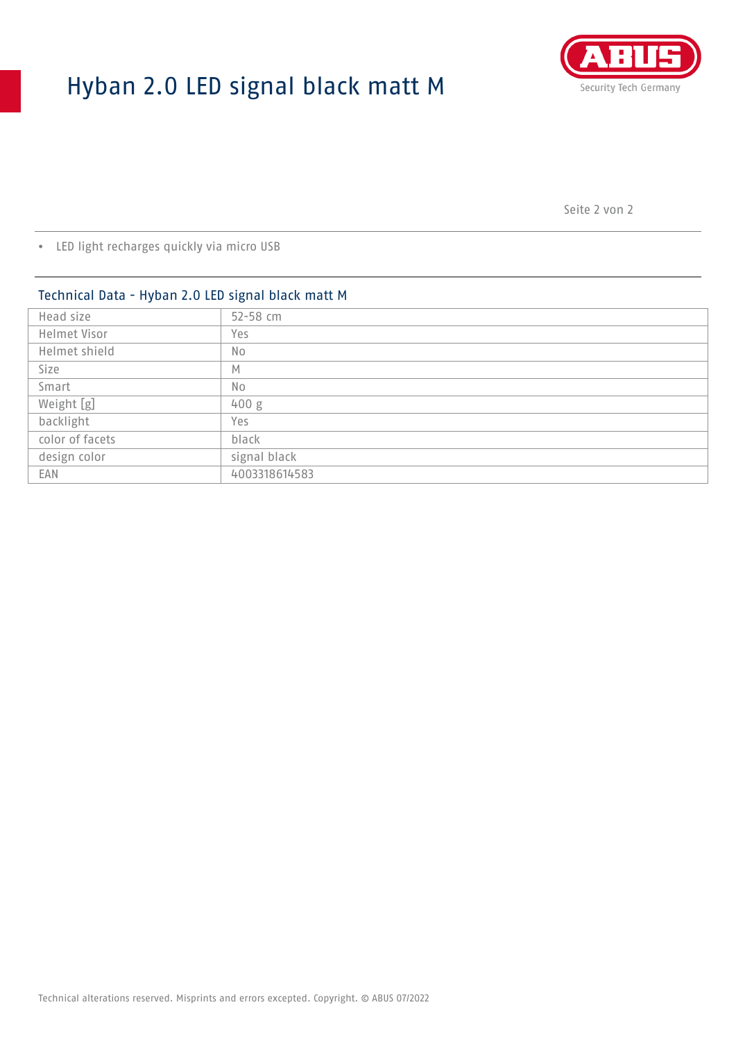- LED light recharges quickly via micro USB

## Technical Data - Hyban 2.0 LED signal black matt M

| | |
|---|---|
| Head size | 52-58 cm |
| Helmet Visor | Yes |
| Helmet shield | No |
| Size | M |
| Smart | No |
| Weight [g] | 400 g |
| backlight | Yes |
| color of facets | black |
| design color | signal black |
| EAN | 4003318614583 |

Technical alterations reserved. Misprints and errors excepted. Copyright. © ABUS 07/2022